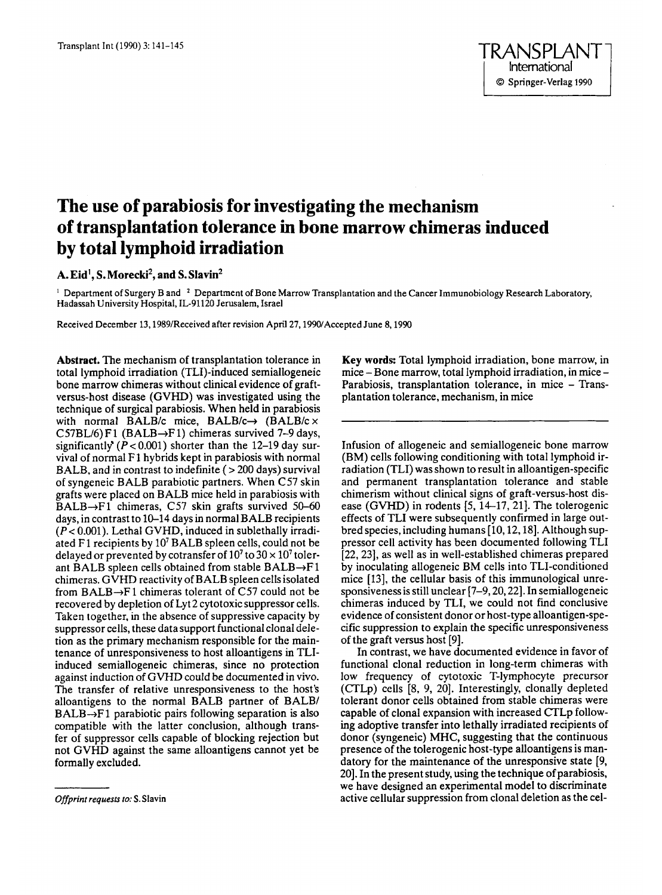# The use of parabiosis for investigating the mechanism of transplantation tolerance in bone marrow chimeras induced by total lymphoid irradiation

**A. Eid[1], S. Morecki[2], and S. Slavin[2]**

[1] Department of Surgery B and [2] Department of Bone Marrow Transplantation and the Cancer Immunobiology Research Laboratory, Hadassah University Hospital, IL-91120 Jerusalem, Israel

Received December 13, 1989/Received after revision April 27, 1990/Accepted June 8, 1990

**Abstract.** The mechanism of transplantation tolerance in total lymphoid irradiation (TLI)-induced semiallogeneic bone marrow chimeras without clinical evidence of graft-versus-host disease (GVHD) was investigated using the technique of surgical parabiosis. When held in parabiosis with normal BALB/c mice, BALB/c→ (BALB/c × C57BL/6) F1 (BALB→F1) chimeras survived 7–9 days, significantly ($P < 0.001$) shorter than the 12–19 day survival of normal F1 hybrids kept in parabiosis with normal BALB, and in contrast to indefinite (> 200 days) survival of syngeneic BALB parabiotic partners. When C57 skin grafts were placed on BALB mice held in parabiosis with BALB→F1 chimeras, C57 skin grafts survived 50–60 days, in contrast to 10–14 days in normal BALB recipients ($P < 0.001$). Lethal GVHD, induced in sublethally irradiated F1 recipients by $10^7$ BALB spleen cells, could not be delayed or prevented by cotransfer of $10^7$ to $30 \times 10^7$ tolerant BALB spleen cells obtained from stable BALB→F1 chimeras. GVHD reactivity of BALB spleen cells isolated from BALB→F1 chimeras tolerant of C57 could not be recovered by depletion of Lyt2 cytotoxic suppressor cells. Taken together, in the absence of suppressive capacity by suppressor cells, these data support functional clonal deletion as the primary mechanism responsible for the maintenance of unresponsiveness to host alloantigens in TLI-induced semiallogeneic chimeras, since no protection against induction of GVHD could be documented in vivo. The transfer of relative unresponsiveness to the host's alloantigens to the normal BALB partner of BALB/BALB→F1 parabiotic pairs following separation is also compatible with the latter conclusion, although transfer of suppressor cells capable of blocking rejection but not GVHD against the same alloantigens cannot yet be formally excluded.

**Key words:** Total lymphoid irradiation, bone marrow, in mice – Bone marrow, total lymphoid irradiation, in mice – Parabiosis, transplantation tolerance, in mice – Transplantation tolerance, mechanism, in mice

---

Infusion of allogeneic and semiallogeneic bone marrow (BM) cells following conditioning with total lymphoid irradiation (TLI) was shown to result in alloantigen-specific and permanent transplantation tolerance and stable chimerism without clinical signs of graft-versus-host disease (GVHD) in rodents [5, 14–17, 21]. The tolerogenic effects of TLI were subsequently confirmed in large outbred species, including humans [10, 12, 18]. Although suppressor cell activity has been documented following TLI [22, 23], as well as in well-established chimeras prepared by inoculating allogeneic BM cells into TLI-conditioned mice [13], the cellular basis of this immunological unresponsiveness is still unclear [7–9, 20, 22]. In semiallogeneic chimeras induced by TLI, we could not find conclusive evidence of consistent donor or host-type alloantigen-specific suppression to explain the specific unresponsiveness of the graft versus host [9].

In contrast, we have documented evidence in favor of functional clonal reduction in long-term chimeras with low frequency of cytotoxic T-lymphocyte precursor (CTLp) cells [8, 9, 20]. Interestingly, clonally depleted tolerant donor cells obtained from stable chimeras were capable of clonal expansion with increased CTLp following adoptive transfer into lethally irradiated recipients of donor (syngeneic) MHC, suggesting that the continuous presence of the tolerogenic host-type alloantigens is mandatory for the maintenance of the unresponsive state [9, 20]. In the present study, using the technique of parabiosis, we have designed an experimental model to discriminate active cellular suppression from clonal deletion as the cel-

*Offprint requests to:* S. Slavin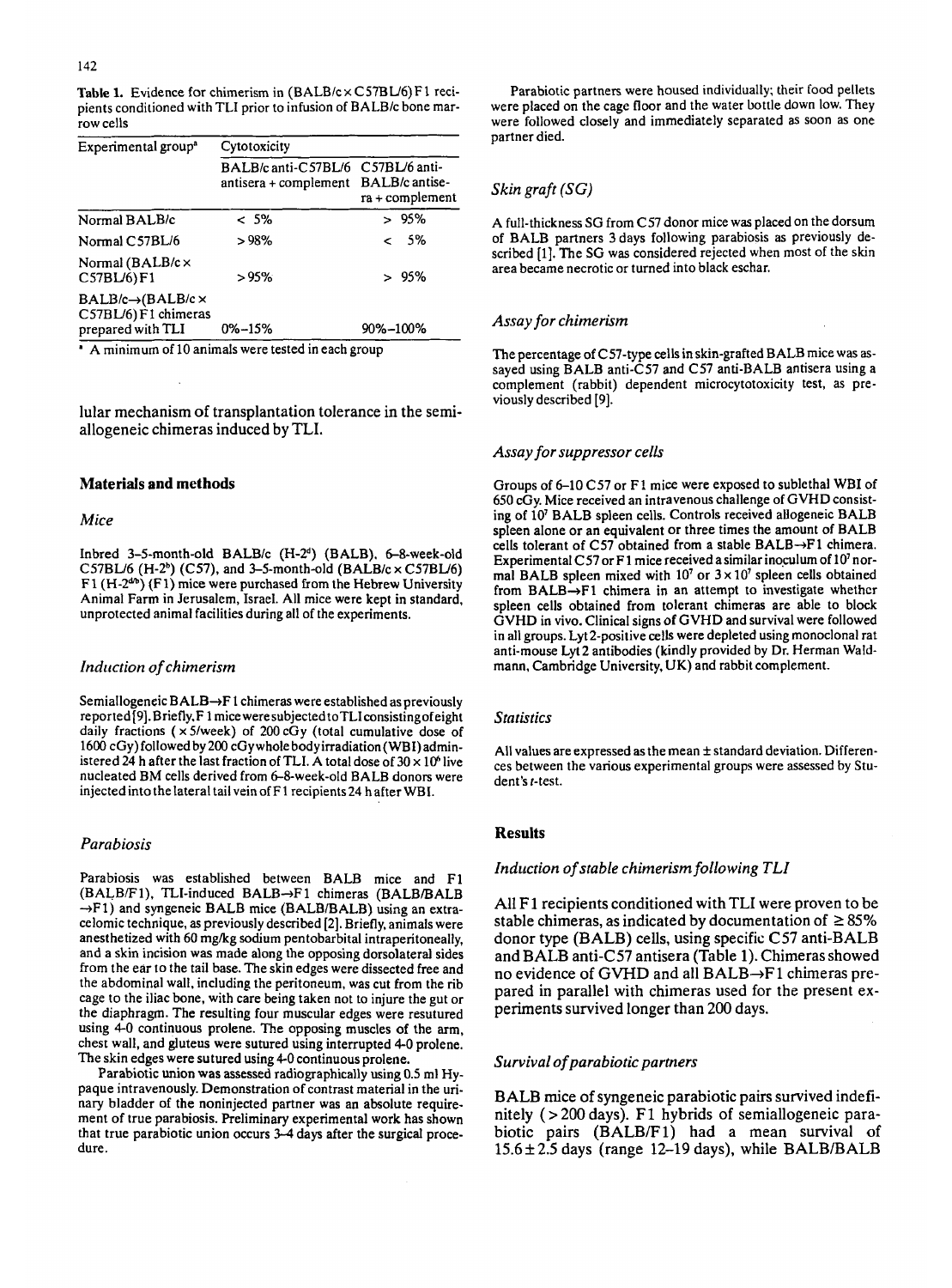**Table 1.** Evidence for chimerism in (BALB/c × C57BL/6) F1 recipients conditioned with TLI prior to infusion of BALB/c bone marrow cells

| Experimental group[a] | Cytotoxicity | |
|---|---|---|
| | BALB/c anti-C57BL/6 antisera + complement | C57BL/6 anti-BALB/c antisera + complement |
| Normal BALB/c | < 5% | > 95% |
| Normal C57BL/6 | > 98% | < 5% |
| Normal (BALB/c × C57BL/6) F1 | > 95% | > 95% |
| BALB/c→(BALB/c × C57BL/6) F1 chimeras prepared with TLI | 0%–15% | 90%–100% |

[a] A minimum of 10 animals were tested in each group

lular mechanism of transplantation tolerance in the semiallogeneic chimeras induced by TLI.

## Materials and methods

### Mice

Inbred 3–5-month-old BALB/c (H-2[d]) (BALB), 6–8-week-old C57BL/6 (H-2[b]) (C57), and 3–5-month-old (BALB/c × C57BL/6) F1 (H-2[d/b]) (F1) mice were purchased from the Hebrew University Animal Farm in Jerusalem, Israel. All mice were kept in standard, unprotected animal facilities during all of the experiments.

### Induction of chimerism

Semiallogeneic BALB→F1 chimeras were established as previously reported [9]. Briefly, F1 mice were subjected to TLI consisting of eight daily fractions (× 5/week) of 200 cGy (total cumulative dose of 1600 cGy) followed by 200 cGy whole body irradiation (WBI) administered 24 h after the last fraction of TLI. A total dose of $30 \times 10^6$ live nucleated BM cells derived from 6–8-week-old BALB donors were injected into the lateral tail vein of F1 recipients 24 h after WBI.

### Parabiosis

Parabiosis was established between BALB mice and F1 (BALB/F1), TLI-induced BALB→F1 chimeras (BALB/BALB→F1) and syngeneic BALB mice (BALB/BALB) using an extracelomic technique, as previously described [2]. Briefly, animals were anesthetized with 60 mg/kg sodium pentobarbital intraperitoneally, and a skin incision was made along the opposing dorsolateral sides from the ear to the tail base. The skin edges were dissected free and the abdominal wall, including the peritoneum, was cut from the rib cage to the iliac bone, with care being taken not to injure the gut or the diaphragm. The resulting four muscular edges were resutured using 4-0 continuous prolene. The opposing muscles of the arm, chest wall, and gluteus were sutured using interrupted 4-0 prolene. The skin edges were sutured using 4-0 continuous prolene.

Parabiotic union was assessed radiographically using 0.5 ml Hypaque intravenously. Demonstration of contrast material in the urinary bladder of the noninjected partner was an absolute requirement of true parabiosis. Preliminary experimental work has shown that true parabiotic union occurs 3–4 days after the surgical procedure.

Parabiotic partners were housed individually; their food pellets were placed on the cage floor and the water bottle down low. They were followed closely and immediately separated as soon as one partner died.

### Skin graft (SG)

A full-thickness SG from C57 donor mice was placed on the dorsum of BALB partners 3 days following parabiosis as previously described [1]. The SG was considered rejected when most of the skin area became necrotic or turned into black eschar.

### Assay for chimerism

The percentage of C57-type cells in skin-grafted BALB mice was assayed using BALB anti-C57 and C57 anti-BALB antisera using a complement (rabbit) dependent microcytotoxicity test, as previously described [9].

### Assay for suppressor cells

Groups of 6–10 C57 or F1 mice were exposed to sublethal WBI of 650 cGy. Mice received an intravenous challenge of GVHD consisting of $10^7$ BALB spleen cells. Controls received allogeneic BALB spleen alone or an equivalent or three times the amount of BALB cells tolerant of C57 obtained from a stable BALB→F1 chimera. Experimental C57 or F1 mice received a similar inoculum of $10^7$ normal BALB spleen mixed with $10^7$ or $3 \times 10^7$ spleen cells obtained from BALB→F1 chimera in an attempt to investigate whether spleen cells obtained from tolerant chimeras are able to block GVHD in vivo. Clinical signs of GVHD and survival were followed in all groups. Lyt 2-positive cells were depleted using monoclonal rat anti-mouse Lyt 2 antibodies (kindly provided by Dr. Herman Waldmann, Cambridge University, UK) and rabbit complement.

### Statistics

All values are expressed as the mean ± standard deviation. Differences between the various experimental groups were assessed by Student's *t*-test.

## Results

### Induction of stable chimerism following TLI

All F1 recipients conditioned with TLI were proven to be stable chimeras, as indicated by documentation of ≥ 85% donor type (BALB) cells, using specific C57 anti-BALB and BALB anti-C57 antisera (Table 1). Chimeras showed no evidence of GVHD and all BALB→F1 chimeras prepared in parallel with chimeras used for the present experiments survived longer than 200 days.

### Survival of parabiotic partners

BALB mice of syngeneic parabiotic pairs survived indefinitely (> 200 days). F1 hybrids of semiallogeneic parabiotic pairs (BALB/F1) had a mean survival of $15.6 \pm 2.5$ days (range 12–19 days), while BALB/BALB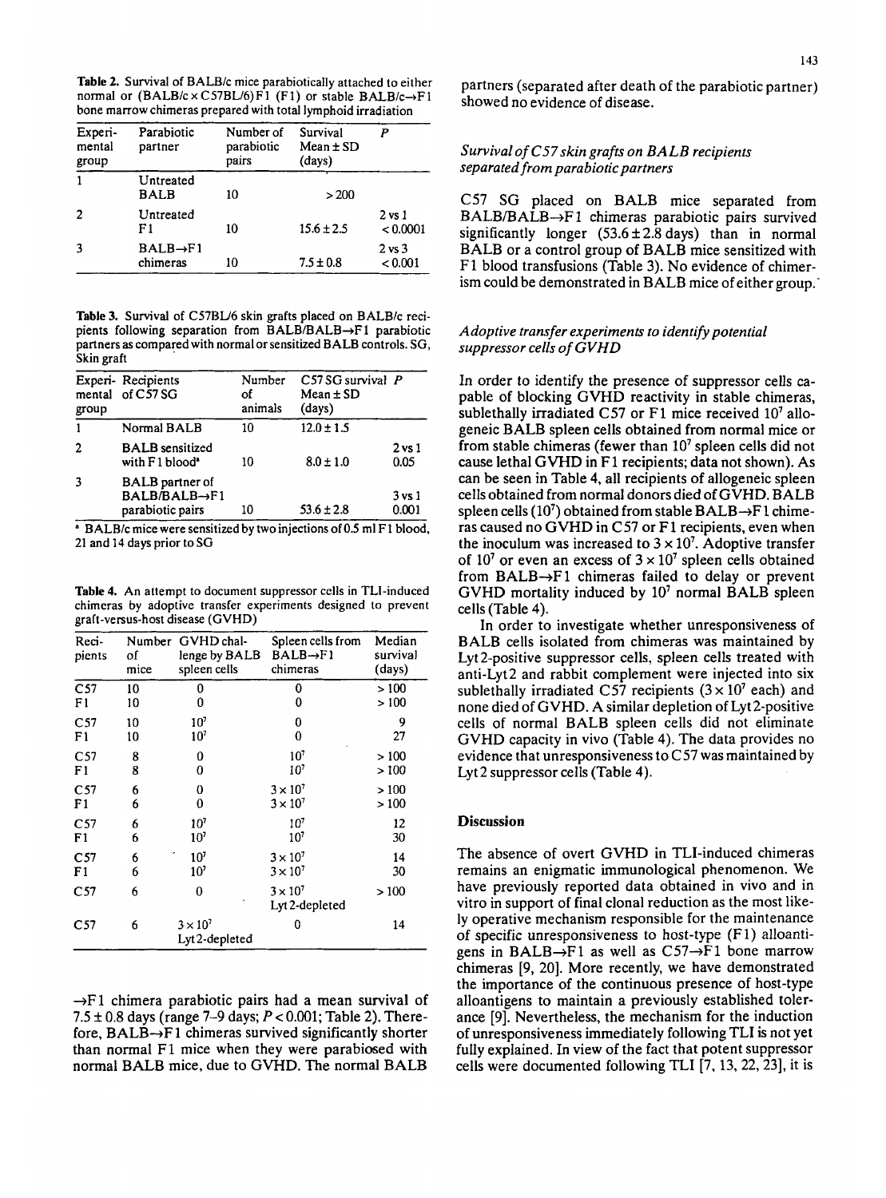**Table 2.** Survival of BALB/c mice parabiotically attached to either normal or (BALB/c × C57BL/6) F1 (F1) or stable BALB/c→F1 bone marrow chimeras prepared with total lymphoid irradiation

| Experimental group | Parabiotic partner | Number of parabiotic pairs | Survival Mean ± SD (days) | P |
|---|---|---|---|---|
| 1 | Untreated BALB | 10 | > 200 | |
| 2 | Untreated F1 | 10 | 15.6 ± 2.5 | 2 vs 1 < 0.0001 |
| 3 | BALB→F1 chimeras | 10 | 7.5 ± 0.8 | 2 vs 3 < 0.001 |

**Table 3.** Survival of C57BL/6 skin grafts placed on BALB/c recipients following separation from BALB/BALB→F1 parabiotic partners as compared with normal or sensitized BALB controls. SG, Skin graft

| Experimental group | Recipients of C57 SG | Number of animals | C57 SG survival Mean ± SD (days) | P |
|---|---|---|---|---|
| 1 | Normal BALB | 10 | 12.0 ± 1.5 | |
| 2 | BALB sensitized with F1 blood[a] | 10 | 8.0 ± 1.0 | 2 vs 1 0.05 |
| 3 | BALB partner of BALB/BALB→F1 parabiotic pairs | 10 | 53.6 ± 2.8 | 3 vs 1 0.001 |

[a] BALB/c mice were sensitized by two injections of 0.5 ml F1 blood, 21 and 14 days prior to SG

**Table 4.** An attempt to document suppressor cells in TLI-induced chimeras by adoptive transfer experiments designed to prevent graft-versus-host disease (GVHD)

| Recipients | Number of mice | GVHD challenge by BALB spleen cells | Spleen cells from BALB→F1 chimeras | Median survival (days) |
|---|---|---|---|---|
| C57 | 10 | 0 | 0 | > 100 |
| F1 | 10 | 0 | 0 | > 100 |
| C57 | 10 | $10^7$ | 0 | 9 |
| F1 | 10 | $10^7$ | 0 | 27 |
| C57 | 8 | 0 | $10^7$ | > 100 |
| F1 | 8 | 0 | $10^7$ | > 100 |
| C57 | 6 | 0 | $3 \times 10^7$ | > 100 |
| F1 | 6 | 0 | $3 \times 10^7$ | > 100 |
| C57 | 6 | $10^7$ | $10^7$ | 12 |
| F1 | 6 | $10^7$ | $10^7$ | 30 |
| C57 | 6 | $10^7$ | $3 \times 10^7$ | 14 |
| F1 | 6 | $10^7$ | $3 \times 10^7$ | 30 |
| C57 | 6 | 0 | $3 \times 10^7$ Lyt2-depleted | > 100 |
| C57 | 6 | $3 \times 10^7$ Lyt2-depleted | 0 | 14 |

→F1 chimera parabiotic pairs had a mean survival of 7.5 ± 0.8 days (range 7–9 days; $P < 0.001$; Table 2). Therefore, BALB→F1 chimeras survived significantly shorter than normal F1 mice when they were parabiosed with normal BALB mice, due to GVHD. The normal BALB partners (separated after death of the parabiotic partner) showed no evidence of disease.

### *Survival of C57 skin grafts on BALB recipients separated from parabiotic partners*

C57 SG placed on BALB mice separated from BALB/BALB→F1 chimeras parabiotic pairs survived significantly longer (53.6 ± 2.8 days) than in normal BALB or a control group of BALB mice sensitized with F1 blood transfusions (Table 3). No evidence of chimerism could be demonstrated in BALB mice of either group.

### *Adoptive transfer experiments to identify potential suppressor cells of GVHD*

In order to identify the presence of suppressor cells capable of blocking GVHD reactivity in stable chimeras, sublethally irradiated C57 or F1 mice received $10^7$ allogeneic BALB spleen cells obtained from normal mice or from stable chimeras (fewer than $10^7$ spleen cells did not cause lethal GVHD in F1 recipients; data not shown). As can be seen in Table 4, all recipients of allogeneic spleen cells obtained from normal donors died of GVHD. BALB spleen cells ($10^7$) obtained from stable BALB→F1 chimeras caused no GVHD in C57 or F1 recipients, even when the inoculum was increased to $3 \times 10^7$. Adoptive transfer of $10^7$ or even an excess of $3 \times 10^7$ spleen cells obtained from BALB→F1 chimeras failed to delay or prevent GVHD mortality induced by $10^7$ normal BALB spleen cells (Table 4).

In order to investigate whether unresponsiveness of BALB cells isolated from chimeras was maintained by Lyt2-positive suppressor cells, spleen cells treated with anti-Lyt2 and rabbit complement were injected into six sublethally irradiated C57 recipients ($3 \times 10^7$ each) and none died of GVHD. A similar depletion of Lyt2-positive cells of normal BALB spleen cells did not eliminate GVHD capacity in vivo (Table 4). The data provides no evidence that unresponsiveness to C57 was maintained by Lyt2 suppressor cells (Table 4).

## Discussion

The absence of overt GVHD in TLI-induced chimeras remains an enigmatic immunological phenomenon. We have previously reported data obtained in vivo and in vitro in support of final clonal reduction as the most likely operative mechanism responsible for the maintenance of specific unresponsiveness to host-type (F1) alloantigens in BALB→F1 as well as C57→F1 bone marrow chimeras [9, 20]. More recently, we have demonstrated the importance of the continuous presence of host-type alloantigens to maintain a previously established tolerance [9]. Nevertheless, the mechanism for the induction of unresponsiveness immediately following TLI is not yet fully explained. In view of the fact that potent suppressor cells were documented following TLI [7, 13, 22, 23], it is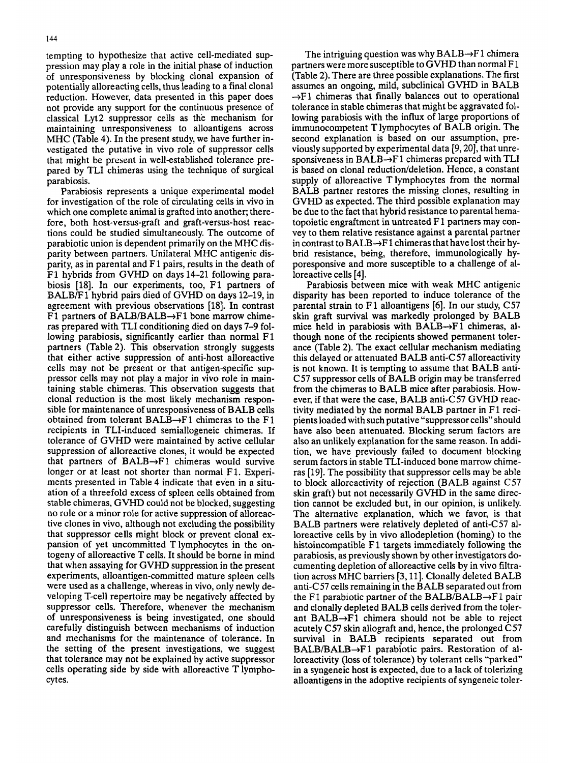tempting to hypothesize that active cell-mediated suppression may play a role in the initial phase of induction of unresponsiveness by blocking clonal expansion of potentially alloreacting cells, thus leading to a final clonal reduction. However, data presented in this paper does not provide any support for the continuous presence of classical Lyt2 suppressor cells as the mechanism for maintaining unresponsiveness to alloantigens across MHC (Table 4). In the present study, we have further investigated the putative in vivo role of suppressor cells that might be present in well-established tolerance prepared by TLI chimeras using the technique of surgical parabiosis.

Parabiosis represents a unique experimental model for investigation of the role of circulating cells in vivo in which one complete animal is grafted into another; therefore, both host-versus-graft and graft-versus-host reactions could be studied simultaneously. The outcome of parabiotic union is dependent primarily on the MHC disparity between partners. Unilateral MHC antigenic disparity, as in parental and F1 pairs, results in the death of F1 hybrids from GVHD on days 14–21 following parabiosis [18]. In our experiments, too, F1 partners of BALB/F1 hybrid pairs died of GVHD on days 12–19, in agreement with previous observations [18]. In contrast F1 partners of BALB/BALB→F1 bone marrow chimeras prepared with TLI conditioning died on days 7–9 following parabiosis, significantly earlier than normal F1 partners (Table 2). This observation strongly suggests that either active suppression of anti-host alloreactive cells may not be present or that antigen-specific suppressor cells may not play a major in vivo role in maintaining stable chimeras. This observation suggests that clonal reduction is the most likely mechanism responsible for maintenance of unresponsiveness of BALB cells obtained from tolerant BALB→F1 chimeras to the F1 recipients in TLI-induced semiallogeneic chimeras. If tolerance of GVHD were maintained by active cellular suppression of alloreactive clones, it would be expected that partners of BALB→F1 chimeras would survive longer or at least not shorter than normal F1. Experiments presented in Table 4 indicate that even in a situation of a threefold excess of spleen cells obtained from stable chimeras, GVHD could not be blocked, suggesting no role or a minor role for active suppression of alloreactive clones in vivo, although not excluding the possibility that suppressor cells might block or prevent clonal expansion of yet uncommitted T lymphocytes in the ontogeny of alloreactive T cells. It should be borne in mind that when assaying for GVHD suppression in the present experiments, alloantigen-committed mature spleen cells were used as a challenge, whereas in vivo, only newly developing T-cell repertoire may be negatively affected by suppressor cells. Therefore, whenever the mechanism of unresponsiveness is being investigated, one should carefully distinguish between mechanisms of induction and mechanisms for the maintenance of tolerance. In the setting of the present investigations, we suggest that tolerance may not be explained by active suppressor cells operating side by side with alloreactive T lymphocytes.

The intriguing question was why BALB→F1 chimera partners were more susceptible to GVHD than normal F1 (Table 2). There are three possible explanations. The first assumes an ongoing, mild, subclinical GVHD in BALB →F1 chimeras that finally balances out to operational tolerance in stable chimeras that might be aggravated following parabiosis with the influx of large proportions of immunocompetent T lymphocytes of BALB origin. The second explanation is based on our assumption, previously supported by experimental data [9, 20], that unresponsiveness in BALB→F1 chimeras prepared with TLI is based on clonal reduction/deletion. Hence, a constant supply of alloreactive T lymphocytes from the normal BALB partner restores the missing clones, resulting in GVHD as expected. The third possible explanation may be due to the fact that hybrid resistance to parental hematopoietic engraftment in untreated F1 partners may convey to them relative resistance against a parental partner in contrast to BALB→F1 chimeras that have lost their hybrid resistance, being, therefore, immunologically hyporesponsive and more susceptible to a challenge of alloreactive cells [4].

Parabiosis between mice with weak MHC antigenic disparity has been reported to induce tolerance of the parental strain to F1 alloantigens [6]. In our study, C57 skin graft survival was markedly prolonged by BALB mice held in parabiosis with BALB→F1 chimeras, although none of the recipients showed permanent tolerance (Table 2). The exact cellular mechanism mediating this delayed or attenuated BALB anti-C57 alloreactivity is not known. It is tempting to assume that BALB anti-C57 suppressor cells of BALB origin may be transferred from the chimeras to BALB mice after parabiosis. However, if that were the case, BALB anti-C57 GVHD reactivity mediated by the normal BALB partner in F1 recipients loaded with such putative "suppressor cells" should have also been attenuated. Blocking serum factors are also an unlikely explanation for the same reason. In addition, we have previously failed to document blocking serum factors in stable TLI-induced bone marrow chimeras [19]. The possibility that suppressor cells may be able to block alloreactivity of rejection (BALB against C57 skin graft) but not necessarily GVHD in the same direction cannot be excluded but, in our opinion, is unlikely. The alternative explanation, which we favor, is that BALB partners were relatively depleted of anti-C57 alloreactive cells by in vivo allodepletion (homing) to the histoincompatible F1 targets immediately following the parabiosis, as previously shown by other investigators documenting depletion of alloreactive cells by in vivo filtration across MHC barriers [3, 11]. Clonally deleted BALB anti-C57 cells remaining in the BALB separated out from the F1 parabiotic partner of the BALB/BALB→F1 pair and clonally depleted BALB cells derived from the tolerant BALB→F1 chimera should not be able to reject acutely C57 skin allograft and, hence, the prolonged C57 survival in BALB recipients separated out from BALB/BALB→F1 parabiotic pairs. Restoration of alloreactivity (loss of tolerance) by tolerant cells "parked" in a syngeneic host is expected, due to a lack of tolerizing alloantigens in the adoptive recipients of syngeneic toler-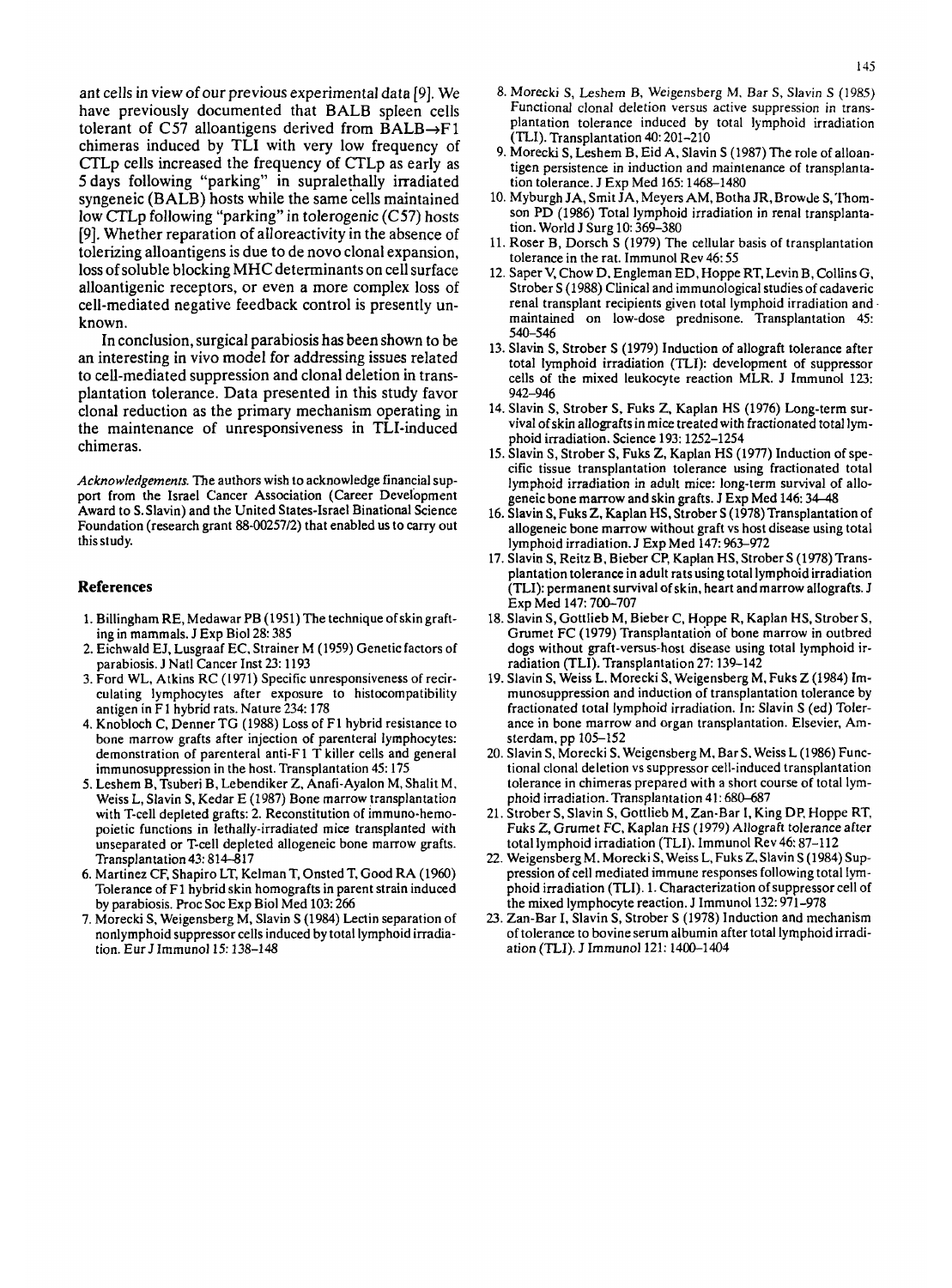ant cells in view of our previous experimental data [9]. We have previously documented that BALB spleen cells tolerant of C57 alloantigens derived from BALB→F1 chimeras induced by TLI with very low frequency of CTLp cells increased the frequency of CTLp as early as 5 days following "parking" in supralethally irradiated syngeneic (BALB) hosts while the same cells maintained low CTLp following "parking" in tolerogenic (C57) hosts [9]. Whether reparation of alloreactivity in the absence of tolerizing alloantigens is due to de novo clonal expansion, loss of soluble blocking MHC determinants on cell surface alloantigenic receptors, or even a more complex loss of cell-mediated negative feedback control is presently unknown.

In conclusion, surgical parabiosis has been shown to be an interesting in vivo model for addressing issues related to cell-mediated suppression and clonal deletion in transplantation tolerance. Data presented in this study favor clonal reduction as the primary mechanism operating in the maintenance of unresponsiveness in TLI-induced chimeras.

*Acknowledgements.* The authors wish to acknowledge financial support from the Israel Cancer Association (Career Development Award to S. Slavin) and the United States-Israel Binational Science Foundation (research grant 88-00257/2) that enabled us to carry out this study.

## References

1. Billingham RE, Medawar PB (1951) The technique of skin grafting in mammals. J Exp Biol 28: 385
2. Eichwald EJ, Lusgraaf EC, Strainer M (1959) Genetic factors of parabiosis. J Natl Cancer Inst 23: 1193
3. Ford WL, Atkins RC (1971) Specific unresponsiveness of recirculating lymphocytes after exposure to histocompatibility antigen in F1 hybrid rats. Nature 234: 178
4. Knobloch C, Denner TG (1988) Loss of F1 hybrid resistance to bone marrow grafts after injection of parenteral lymphocytes: demonstration of parenteral anti-F1 T killer cells and general immunosuppression in the host. Transplantation 45: 175
5. Leshem B, Tsuberi B, Lebendiker Z, Anafi-Ayalon M, Shalit M, Weiss L, Slavin S, Kedar E (1987) Bone marrow transplantation with T-cell depleted grafts: 2. Reconstitution of immuno-hemopoietic functions in lethally-irradiated mice transplanted with unseparated or T-cell depleted allogeneic bone marrow grafts. Transplantation 43: 814–817
6. Martinez CF, Shapiro LT, Kelman T, Onsted T, Good RA (1960) Tolerance of F1 hybrid skin homografts in parent strain induced by parabiosis. Proc Soc Exp Biol Med 103: 266
7. Morecki S, Weigensberg M, Slavin S (1984) Lectin separation of nonlymphoid suppressor cells induced by total lymphoid irradiation. Eur J Immunol 15: 138–148
8. Morecki S, Leshem B, Weigensberg M, Bar S, Slavin S (1985) Functional clonal deletion versus active suppression in transplantation tolerance induced by total lymphoid irradiation (TLI). Transplantation 40: 201–210
9. Morecki S, Leshem B, Eid A, Slavin S (1987) The role of alloantigen persistence in induction and maintenance of transplantation tolerance. J Exp Med 165: 1468–1480
10. Myburgh JA, Smit JA, Meyers AM, Botha JR, Browde S, Thomson PD (1986) Total lymphoid irradiation in renal transplantation. World J Surg 10: 369–380
11. Roser B, Dorsch S (1979) The cellular basis of transplantation tolerance in the rat. Immunol Rev 46: 55
12. Saper V, Chow D, Engleman ED, Hoppe RT, Levin B, Collins G, Strober S (1988) Clinical and immunological studies of cadaveric renal transplant recipients given total lymphoid irradiation and maintained on low-dose prednisone. Transplantation 45: 540–546
13. Slavin S, Strober S (1979) Induction of allograft tolerance after total lymphoid irradiation (TLI): development of suppressor cells of the mixed leukocyte reaction MLR. J Immunol 123: 942–946
14. Slavin S, Strober S, Fuks Z, Kaplan HS (1976) Long-term survival of skin allografts in mice treated with fractionated total lymphoid irradiation. Science 193: 1252–1254
15. Slavin S, Strober S, Fuks Z, Kaplan HS (1977) Induction of specific tissue transplantation tolerance using fractionated total lymphoid irradiation in adult mice: long-term survival of allogeneic bone marrow and skin grafts. J Exp Med 146: 34–48
16. Slavin S, Fuks Z, Kaplan HS, Strober S (1978) Transplantation of allogeneic bone marrow without graft vs host disease using total lymphoid irradiation. J Exp Med 147: 963–972
17. Slavin S, Reitz B, Bieber CP, Kaplan HS, Strober S (1978) Transplantation tolerance in adult rats using total lymphoid irradiation (TLI): permanent survival of skin, heart and marrow allografts. J Exp Med 147: 700–707
18. Slavin S, Gottlieb M, Bieber C, Hoppe R, Kaplan HS, Strober S, Grumet FC (1979) Transplantation of bone marrow in outbred dogs without graft-versus-host disease using total lymphoid irradiation (TLI). Transplantation 27: 139–142
19. Slavin S, Weiss L, Morecki S, Weigensberg M, Fuks Z (1984) Immunosuppression and induction of transplantation tolerance by fractionated total lymphoid irradiation. In: Slavin S (ed) Tolerance in bone marrow and organ transplantation. Elsevier, Amsterdam, pp 105–152
20. Slavin S, Morecki S, Weigensberg M, Bar S, Weiss L (1986) Functional clonal deletion vs suppressor cell-induced transplantation tolerance in chimeras prepared with a short course of total lymphoid irradiation. Transplantation 41: 680–687
21. Strober S, Slavin S, Gottlieb M, Zan-Bar I, King DP, Hoppe RT, Fuks Z, Grumet FC, Kaplan HS (1979) Allograft tolerance after total lymphoid irradiation (TLI). Immunol Rev 46: 87–112
22. Weigensberg M, Morecki S, Weiss L, Fuks Z, Slavin S (1984) Suppression of cell mediated immune responses following total lymphoid irradiation (TLI). 1. Characterization of suppressor cell of the mixed lymphocyte reaction. J Immunol 132: 971–978
23. Zan-Bar I, Slavin S, Strober S (1978) Induction and mechanism of tolerance to bovine serum albumin after total lymphoid irradiation (TLI). J Immunol 121: 1400–1404